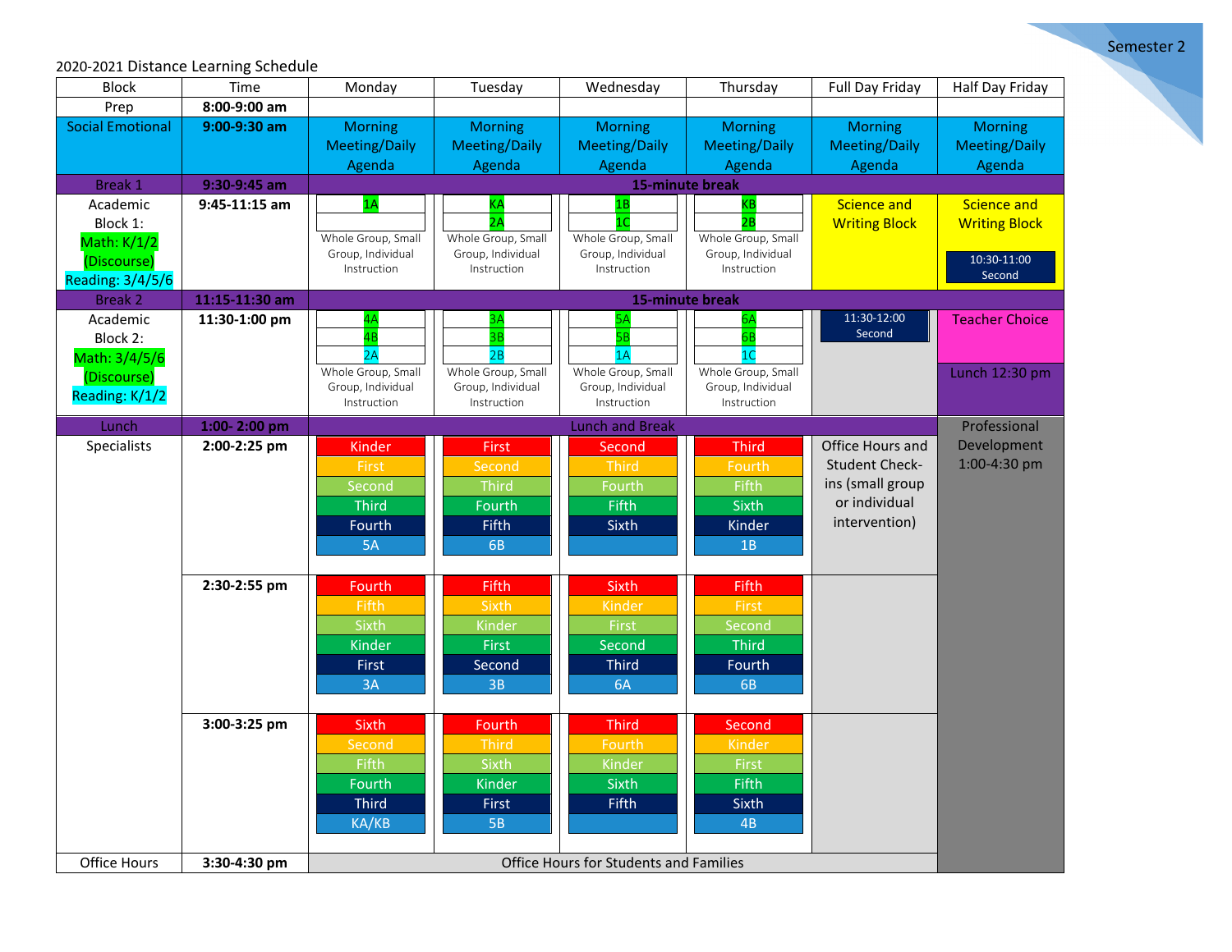Semester 2

2020-2021 Distance Learning Schedule

| Block | Time | Monday | Tuesday | Wednesday | Thursday | Full Day Friday | Half Day Friday |
|---|---|---|---|---|---|---|---|
| Prep | **8:00-9:00 am** | | | | | | |
| Social Emotional | **9:00-9:30 am** | Morning Meeting/Daily Agenda | Morning Meeting/Daily Agenda | Morning Meeting/Daily Agenda | Morning Meeting/Daily Agenda | Morning Meeting/Daily Agenda | Morning Meeting/Daily Agenda |
| Break 1 | **9:30-9:45 am** | **15-minute break** | | | | | |
| Academic Block 1: Math: K/1/2 (Discourse) Reading: 3/4/5/6 | **9:45-11:15 am** | 1A<br>Whole Group, Small Group, Individual Instruction | KA<br>2A<br>Whole Group, Small Group, Individual Instruction | 1B<br>1C<br>Whole Group, Small Group, Individual Instruction | KB<br>2B<br>Whole Group, Small Group, Individual Instruction | Science and Writing Block | Science and Writing Block<br>10:30-11:00 Second |
| Break 2 | **11:15-11:30 am** | **15-minute break** | | | | | |
| Academic Block 2: Math: 3/4/5/6 (Discourse) Reading: K/1/2 | **11:30-1:00 pm** | 4A<br>4B<br>2A<br>Whole Group, Small Group, Individual Instruction | 3A<br>3B<br>2B<br>Whole Group, Small Group, Individual Instruction | 5A<br>5B<br>1A<br>Whole Group, Small Group, Individual Instruction | 6A<br>6B<br>1C<br>Whole Group, Small Group, Individual Instruction | 11:30-12:00 Second | Teacher Choice<br>Lunch 12:30 pm |
| Lunch | **1:00- 2:00 pm** | Lunch and Break | | | | | Professional Development 1:00-4:30 pm |
| Specialists | **2:00-2:25 pm** | Kinder<br>First<br>Second<br>Third<br>Fourth<br>5A | First<br>Second<br>Third<br>Fourth<br>Fifth<br>6B | Second<br>Third<br>Fourth<br>Fifth<br>Sixth | Third<br>Fourth<br>Fifth<br>Sixth<br>Kinder<br>1B | Office Hours and Student Check-ins (small group or individual intervention) | |
| | **2:30-2:55 pm** | Fourth<br>Fifth<br>Sixth<br>Kinder<br>First<br>3A | Fifth<br>Sixth<br>Kinder<br>First<br>Second<br>3B | Sixth<br>Kinder<br>First<br>Second<br>Third<br>6A | Fifth<br>First<br>Second<br>Third<br>Fourth<br>6B | | |
| | **3:00-3:25 pm** | Sixth<br>Second<br>Fifth<br>Fourth<br>Third<br>KA/KB | Fourth<br>Third<br>Sixth<br>Kinder<br>First<br>5B | Third<br>Fourth<br>Kinder<br>Sixth<br>Fifth | Second<br>Kinder<br>First<br>Fifth<br>Sixth<br>4B | | |
| Office Hours | **3:30-4:30 pm** | Office Hours for Students and Families | | | | | |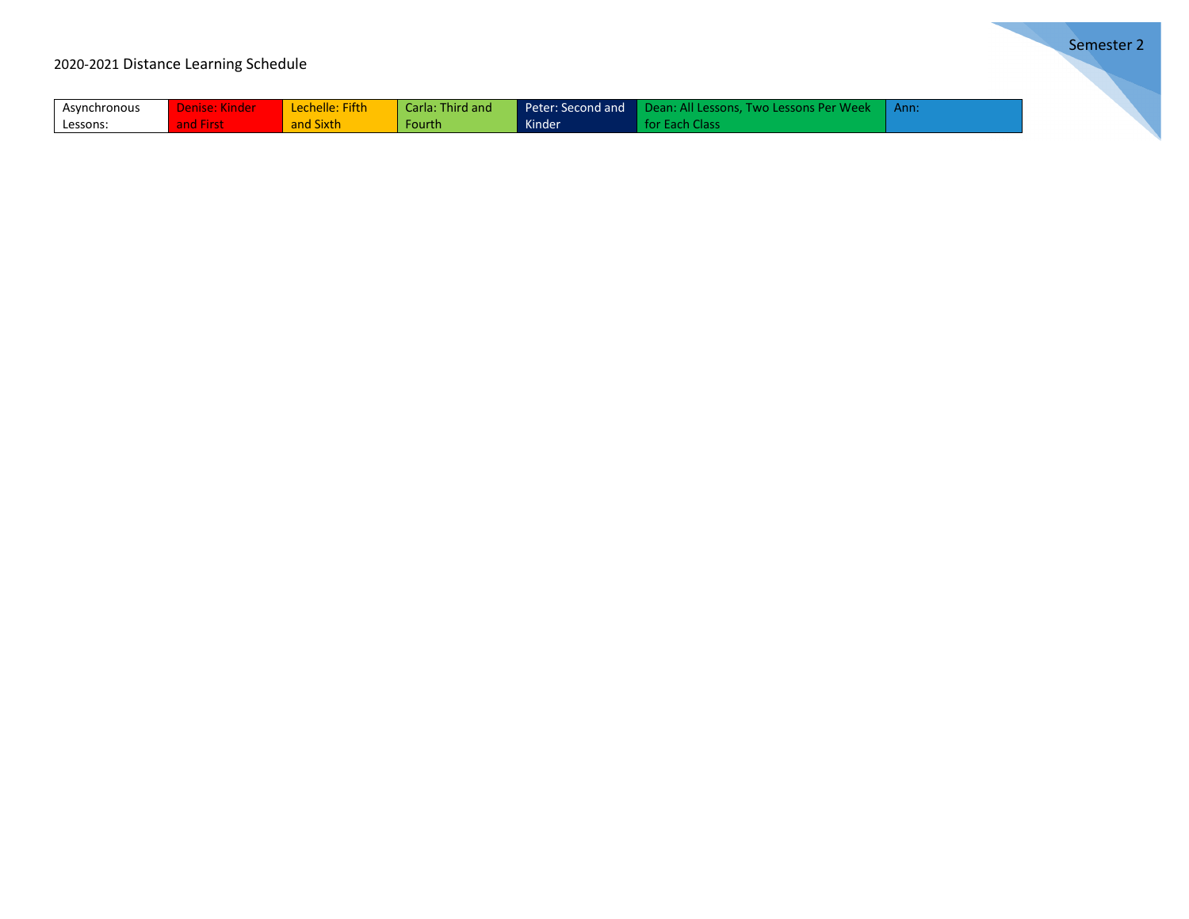2020-2021 Distance Learning Schedule

Semester 2

| | | | | | | |
|---|---|---|---|---|---|---|
| Asynchronous Lessons: | Denise: Kinder and First | Lechelle: Fifth and Sixth | Carla: Third and Fourth | Peter: Second and Kinder | Dean: All Lessons, Two Lessons Per Week for Each Class | Ann: |